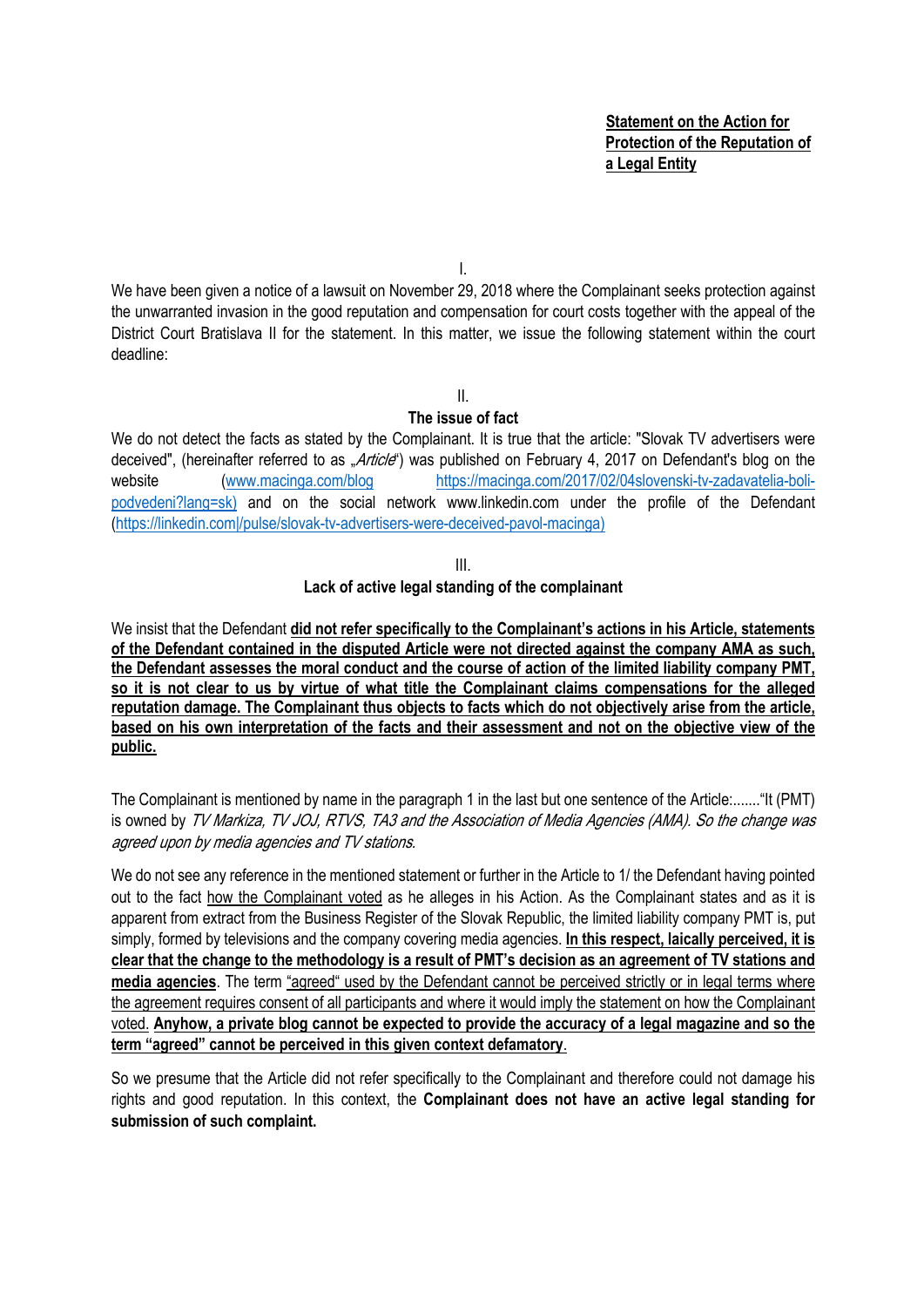**Statement on the Action for Protection of the Reputation of a Legal Entity**

I.

We have been given a notice of a lawsuit on November 29, 2018 where the Complainant seeks protection against the unwarranted invasion in the good reputation and compensation for court costs together with the appeal of the District Court Bratislava II for the statement. In this matter, we issue the following statement within the court deadline:

II.

**The issue of fact**

We do not detect the facts as stated by the Complainant. It is true that the article: "Slovak TV advertisers were deceived", (hereinafter referred to as „*Article*") was published on February 4, 2017 on Defendant's blog on the website (www.macinga.com/blog https://macinga.com/2017/02/04slovenski-tv-zadavatelia-boli-podvedeni?lang=sk) and on the social network www.linkedin.com under the profile of the Defendant (https://linkedin.com|/pulse/slovak-tv-advertisers-were-deceived-pavol-macinga)

III.

**Lack of active legal standing of the complainant**

We insist that the Defendant **did not refer specifically to the Complainant's actions in his Article, statements of the Defendant contained in the disputed Article were not directed against the company AMA as such, the Defendant assesses the moral conduct and the course of action of the limited liability company PMT, so it is not clear to us by virtue of what title the Complainant claims compensations for the alleged reputation damage. The Complainant thus objects to facts which do not objectively arise from the article, based on his own interpretation of the facts and their assessment and not on the objective view of the public.**

The Complainant is mentioned by name in the paragraph 1 in the last but one sentence of the Article:......."It (PMT) is owned by *TV Markiza, TV JOJ, RTVS, TA3 and the Association of Media Agencies (AMA). So the change was agreed upon by media agencies and TV stations.*

We do not see any reference in the mentioned statement or further in the Article to 1/ the Defendant having pointed out to the fact how the Complainant voted as he alleges in his Action. As the Complainant states and as it is apparent from extract from the Business Register of the Slovak Republic, the limited liability company PMT is, put simply, formed by televisions and the company covering media agencies. **In this respect, laically perceived, it is clear that the change to the methodology is a result of PMT's decision as an agreement of TV stations and media agencies**. The term "agreed" used by the Defendant cannot be perceived strictly or in legal terms where the agreement requires consent of all participants and where it would imply the statement on how the Complainant voted. **Anyhow, a private blog cannot be expected to provide the accuracy of a legal magazine and so the term "agreed" cannot be perceived in this given context defamatory**.

So we presume that the Article did not refer specifically to the Complainant and therefore could not damage his rights and good reputation. In this context, the **Complainant does not have an active legal standing for submission of such complaint.**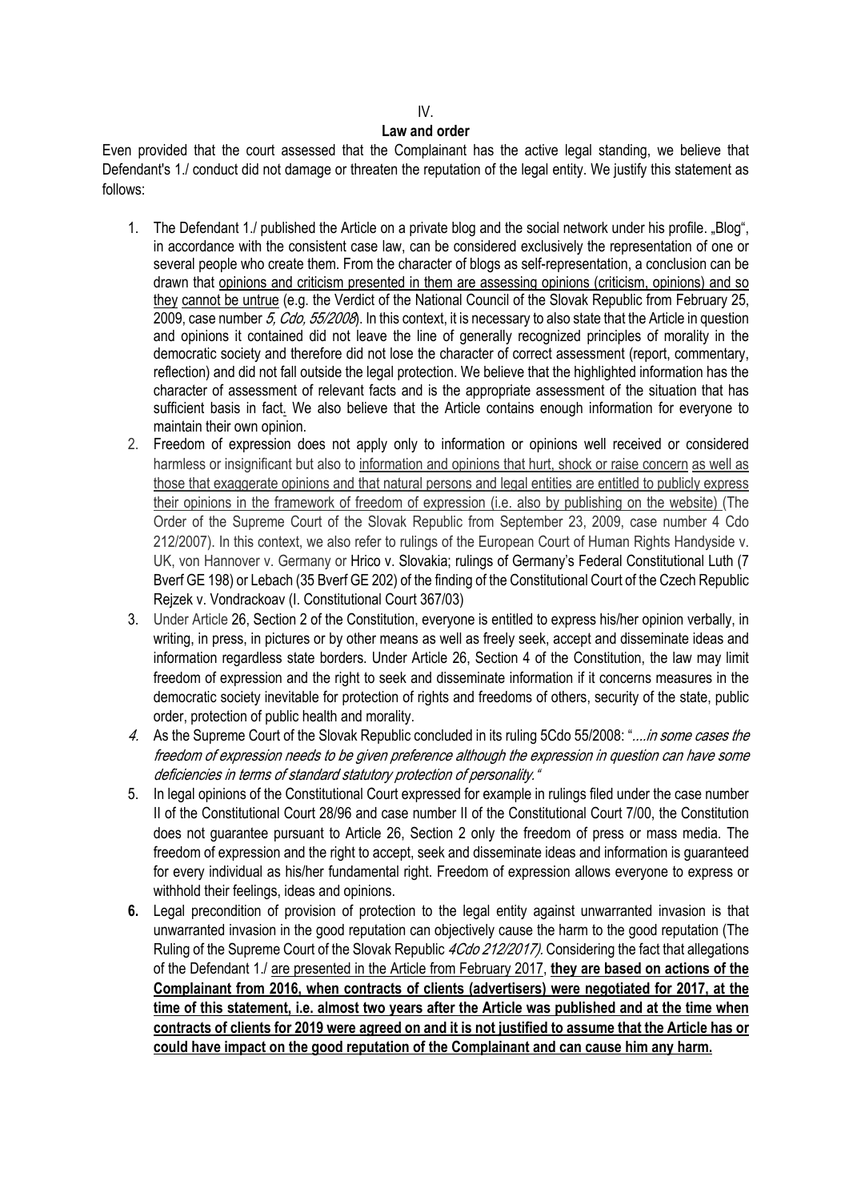IV.

**Law and order**

Even provided that the court assessed that the Complainant has the active legal standing, we believe that Defendant's 1./ conduct did not damage or threaten the reputation of the legal entity. We justify this statement as follows:

1. The Defendant 1./ published the Article on a private blog and the social network under his profile. „Blog", in accordance with the consistent case law, can be considered exclusively the representation of one or several people who create them. From the character of blogs as self-representation, a conclusion can be drawn that <u>opinions and criticism presented in them are assessing opinions (criticism, opinions) and so they</u> <u>cannot be untrue</u> (e.g. the Verdict of the National Council of the Slovak Republic from February 25, 2009, case number *5, Cdo, 55/2008*). In this context, it is necessary to also state that the Article in question and opinions it contained did not leave the line of generally recognized principles of morality in the democratic society and therefore did not lose the character of correct assessment (report, commentary, reflection) and did not fall outside the legal protection. We believe that the highlighted information has the character of assessment of relevant facts and is the appropriate assessment of the situation that has sufficient basis in fact. We also believe that the Article contains enough information for everyone to maintain their own opinion.
2. Freedom of expression does not apply only to information or opinions well received or considered harmless or insignificant but also to <u>information and opinions that hurt, shock or raise concern</u> <u>as well as those that exaggerate opinions and that natural persons and legal entities are entitled to publicly express their opinions in the framework of freedom of expression (i.e. also by publishing on the website)</u> (The Order of the Supreme Court of the Slovak Republic from September 23, 2009, case number 4 Cdo 212/2007). In this context, we also refer to rulings of the European Court of Human Rights Handyside v. UK, von Hannover v. Germany or Hrico v. Slovakia; rulings of Germany's Federal Constitutional Luth (7 Bverf GE 198) or Lebach (35 Bverf GE 202) of the finding of the Constitutional Court of the Czech Republic Rejzek v. Vondrackoav (I. Constitutional Court 367/03)
3. Under Article 26, Section 2 of the Constitution, everyone is entitled to express his/her opinion verbally, in writing, in press, in pictures or by other means as well as freely seek, accept and disseminate ideas and information regardless state borders. Under Article 26, Section 4 of the Constitution, the law may limit freedom of expression and the right to seek and disseminate information if it concerns measures in the democratic society inevitable for protection of rights and freedoms of others, security of the state, public order, protection of public health and morality.
4. As the Supreme Court of the Slovak Republic concluded in its ruling 5Cdo 55/2008: "*....in some cases the freedom of expression needs to be given preference although the expression in question can have some deficiencies in terms of standard statutory protection of personality.*"
5. In legal opinions of the Constitutional Court expressed for example in rulings filed under the case number II of the Constitutional Court 28/96 and case number II of the Constitutional Court 7/00, the Constitution does not guarantee pursuant to Article 26, Section 2 only the freedom of press or mass media. The freedom of expression and the right to accept, seek and disseminate ideas and information is guaranteed for every individual as his/her fundamental right. Freedom of expression allows everyone to express or withhold their feelings, ideas and opinions.
6. Legal precondition of provision of protection to the legal entity against unwarranted invasion is that unwarranted invasion in the good reputation can objectively cause the harm to the good reputation (The Ruling of the Supreme Court of the Slovak Republic *4Cdo 212/2017)*. Considering the fact that allegations of the Defendant 1./ <u>are presented in the Article from February 2017</u>, **<u>they are based on actions of the Complainant from 2016, when contracts of clients (advertisers) were negotiated for 2017, at the time of this statement, i.e. almost two years after the Article was published and at the time when contracts of clients for 2019 were agreed on and it is not justified to assume that the Article has or could have impact on the good reputation of the Complainant and can cause him any harm.</u>**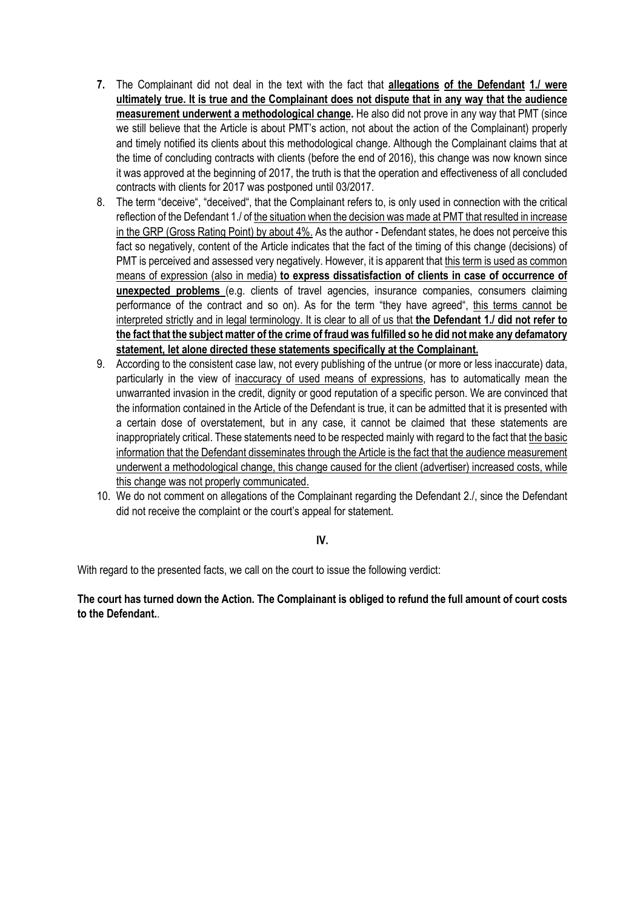7. The Complainant did not deal in the text with the fact that **allegations of the Defendant 1./ were ultimately true. It is true and the Complainant does not dispute that in any way that the audience measurement underwent a methodological change.** He also did not prove in any way that PMT (since we still believe that the Article is about PMT's action, not about the action of the Complainant) properly and timely notified its clients about this methodological change. Although the Complainant claims that at the time of concluding contracts with clients (before the end of 2016), this change was now known since it was approved at the beginning of 2017, the truth is that the operation and effectiveness of all concluded contracts with clients for 2017 was postponed until 03/2017.
8. The term "deceive", "deceived", that the Complainant refers to, is only used in connection with the critical reflection of the Defendant 1./ of the situation when the decision was made at PMT that resulted in increase in the GRP (Gross Rating Point) by about 4%. As the author - Defendant states, he does not perceive this fact so negatively, content of the Article indicates that the fact of the timing of this change (decisions) of PMT is perceived and assessed very negatively. However, it is apparent that this term is used as common means of expression (also in media) **to express dissatisfaction of clients in case of occurrence of unexpected problems** (e.g. clients of travel agencies, insurance companies, consumers claiming performance of the contract and so on). As for the term "they have agreed", this terms cannot be interpreted strictly and in legal terminology. It is clear to all of us that **the Defendant 1./ did not refer to the fact that the subject matter of the crime of fraud was fulfilled so he did not make any defamatory statement, let alone directed these statements specifically at the Complainant.**
9. According to the consistent case law, not every publishing of the untrue (or more or less inaccurate) data, particularly in the view of inaccuracy of used means of expressions, has to automatically mean the unwarranted invasion in the credit, dignity or good reputation of a specific person. We are convinced that the information contained in the Article of the Defendant is true, it can be admitted that it is presented with a certain dose of overstatement, but in any case, it cannot be claimed that these statements are inappropriately critical. These statements need to be respected mainly with regard to the fact that the basic information that the Defendant disseminates through the Article is the fact that the audience measurement underwent a methodological change, this change caused for the client (advertiser) increased costs, while this change was not properly communicated.
10. We do not comment on allegations of the Complainant regarding the Defendant 2./, since the Defendant did not receive the complaint or the court's appeal for statement.

## IV.

With regard to the presented facts, we call on the court to issue the following verdict:

**The court has turned down the Action. The Complainant is obliged to refund the full amount of court costs to the Defendant.**.